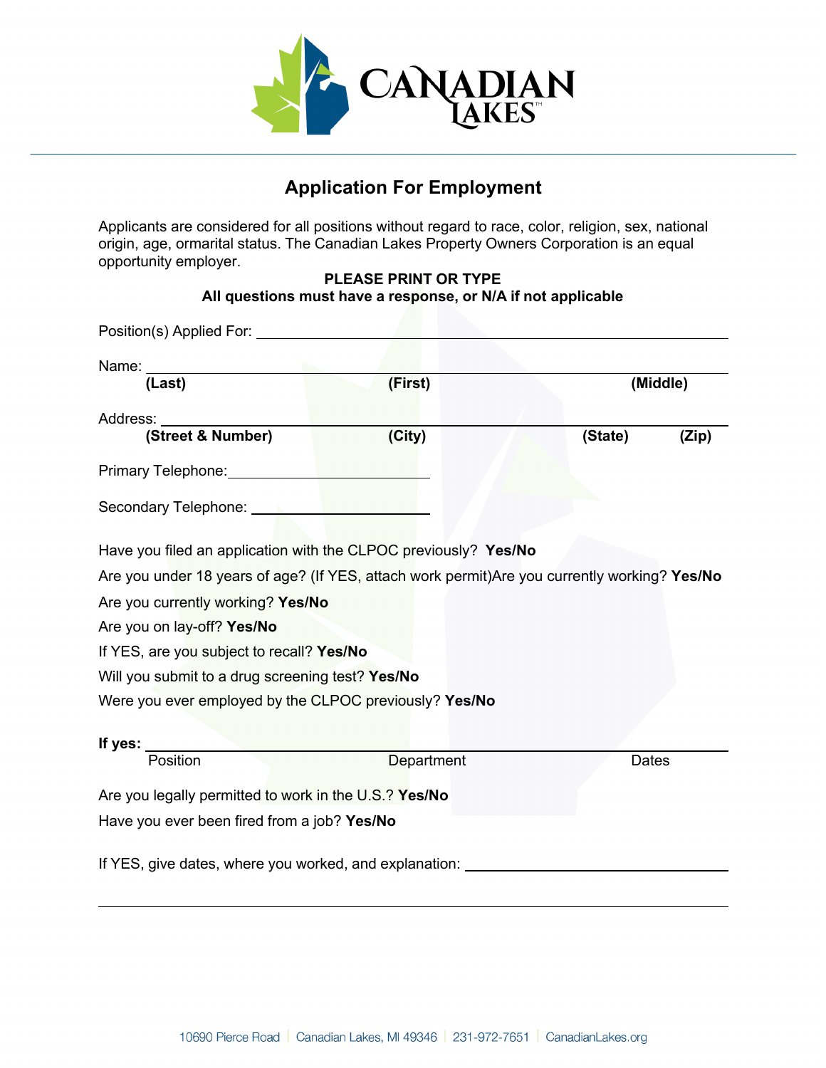# Application For Employment

Applicants are considered for all positions without regard to race, color, religion, sex, national origin, age, ormarital status. The Canadian Lakes Property Owners Corporation is an equal opportunity employer.

**PLEASE PRINT OR TYPE**
**All questions must have a response, or N/A if not applicable**

Position(s) Applied For: ____________________________________________

Name: ____________________________________________
**(Last)** **(First)** **(Middle)**

Address: ____________________________________________
**(Street & Number)** **(City)** **(State)** **(Zip)**

Primary Telephone: ________________________

Secondary Telephone: ________________________

Have you filed an application with the CLPOC previously? **Yes/No**

Are you under 18 years of age? (If YES, attach work permit)Are you currently working? **Yes/No**

Are you currently working? **Yes/No**

Are you on lay-off? **Yes/No**

If YES, are you subject to recall? **Yes/No**

Will you submit to a drug screening test? **Yes/No**

Were you ever employed by the CLPOC previously? **Yes/No**

**If yes:** ____________________________________________
Position Department Dates

Are you legally permitted to work in the U.S.? **Yes/No**

Have you ever been fired from a job? **Yes/No**

If YES, give dates, where you worked, and explanation: ________________________

____________________________________________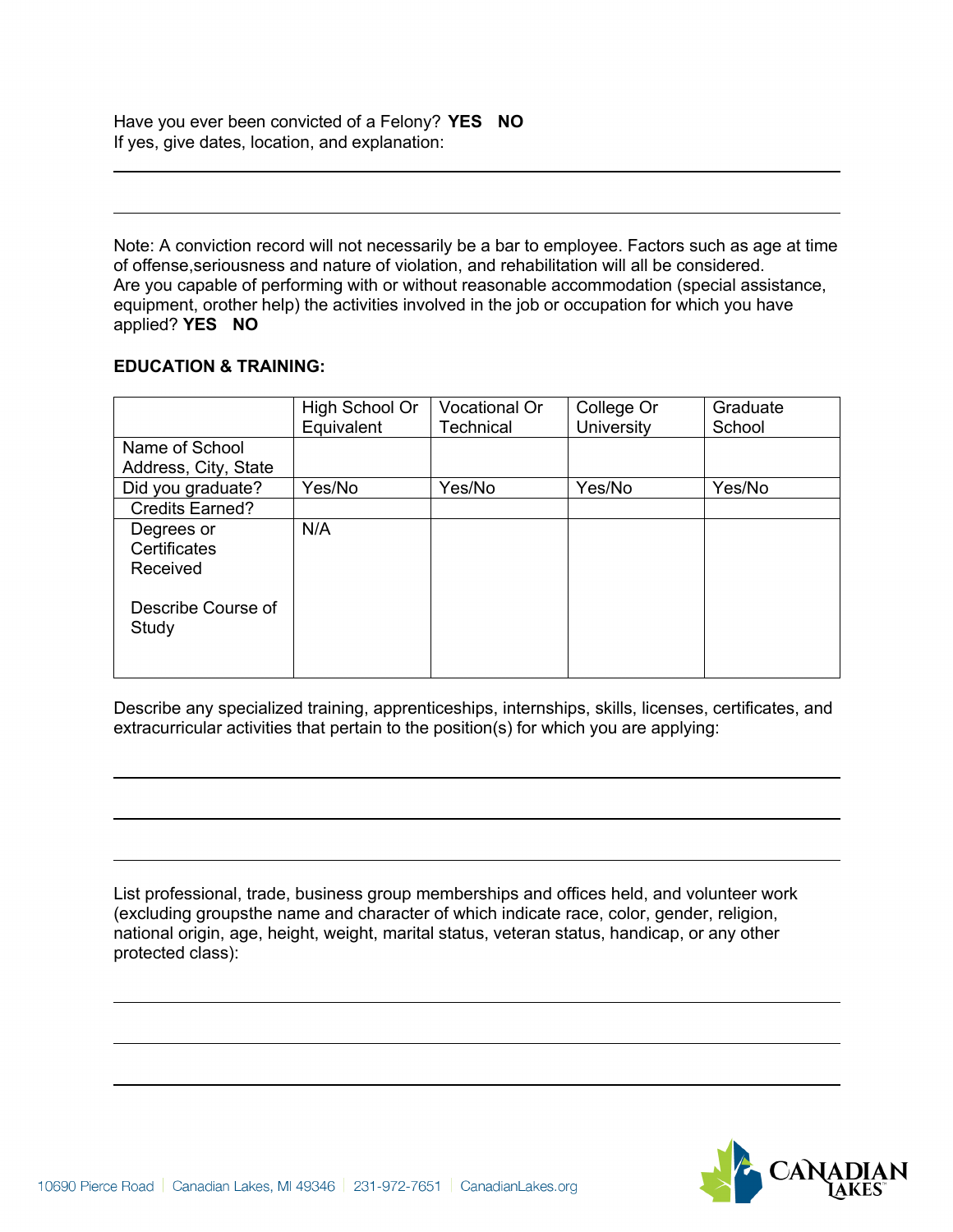Have you ever been convicted of a Felony? **YES NO**
If yes, give dates, location, and explanation:

---

---

Note: A conviction record will not necessarily be a bar to employee. Factors such as age at time of offense,seriousness and nature of violation, and rehabilitation will all be considered.
Are you capable of performing with or without reasonable accommodation (special assistance, equipment, orother help) the activities involved in the job or occupation for which you have applied? **YES NO**

**EDUCATION & TRAINING:**

| | High School Or Equivalent | Vocational Or Technical | College Or University | Graduate School |
|---|---|---|---|---|
| Name of School Address, City, State | | | | |
| Did you graduate? | Yes/No | Yes/No | Yes/No | Yes/No |
| Credits Earned? | | | | |
| Degrees or Certificates Received<br><br>Describe Course of Study | N/A | | | |

Describe any specialized training, apprenticeships, internships, skills, licenses, certificates, and extracurricular activities that pertain to the position(s) for which you are applying:

---

---

---

List professional, trade, business group memberships and offices held, and volunteer work (excluding groupsthe name and character of which indicate race, color, gender, religion, national origin, age, height, weight, marital status, veteran status, handicap, or any other protected class):

---

---

---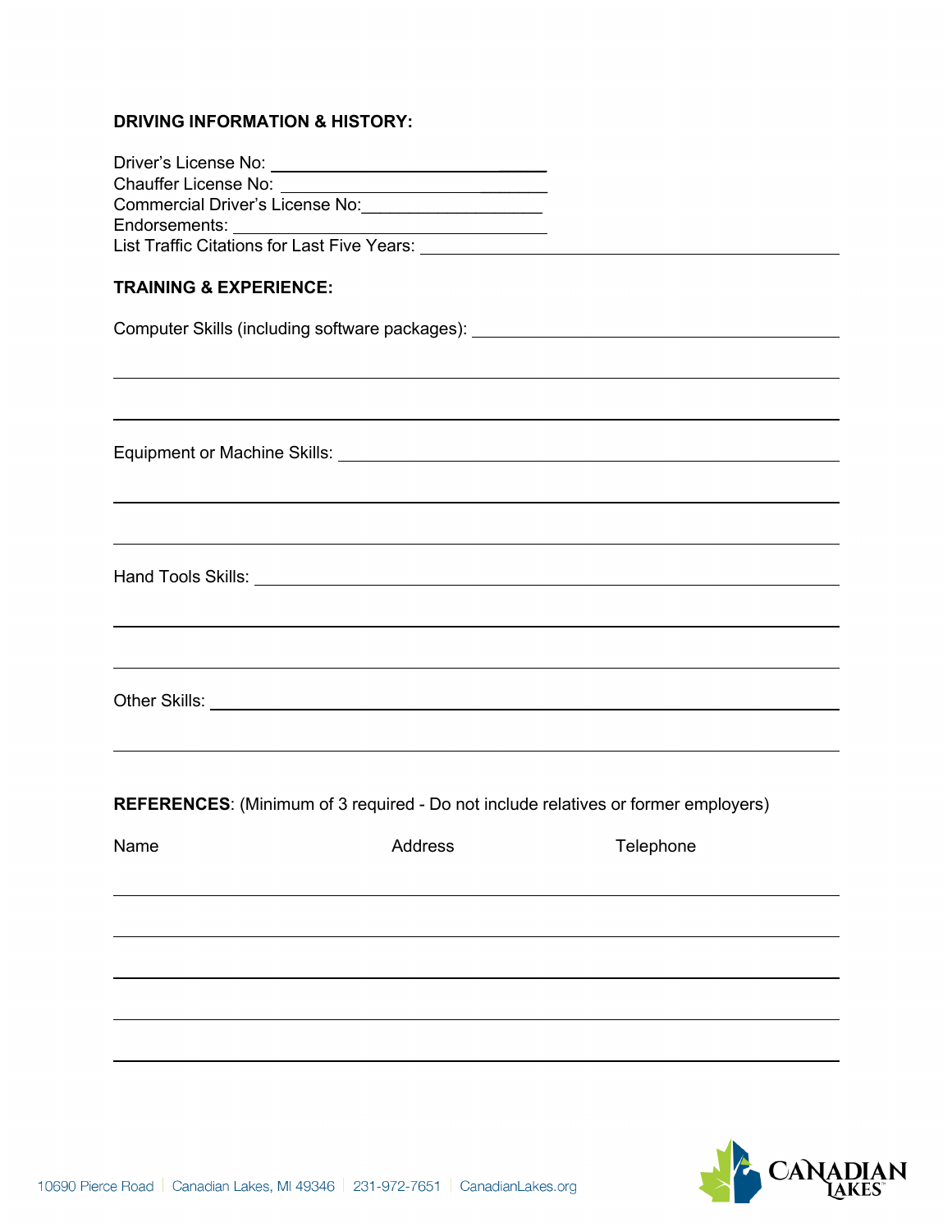**DRIVING INFORMATION & HISTORY:**

Driver's License No: ______________________________

Chauffer License No: ______________________________

Commercial Driver's License No: ______________________

Endorsements: ______________________________

List Traffic Citations for Last Five Years: ______________________________

**TRAINING & EXPERIENCE:**

Computer Skills (including software packages): ______________________________

______________________________________________________________

______________________________________________________________

Equipment or Machine Skills: ______________________________

______________________________________________________________

______________________________________________________________

Hand Tools Skills: ______________________________

______________________________________________________________

______________________________________________________________

Other Skills: ______________________________

______________________________________________________________

**REFERENCES**: (Minimum of 3 required - Do not include relatives or former employers)

| Name | Address | Telephone |
| --- | --- | --- |
| | | |
| | | |
| | | |
| | | |
| | | |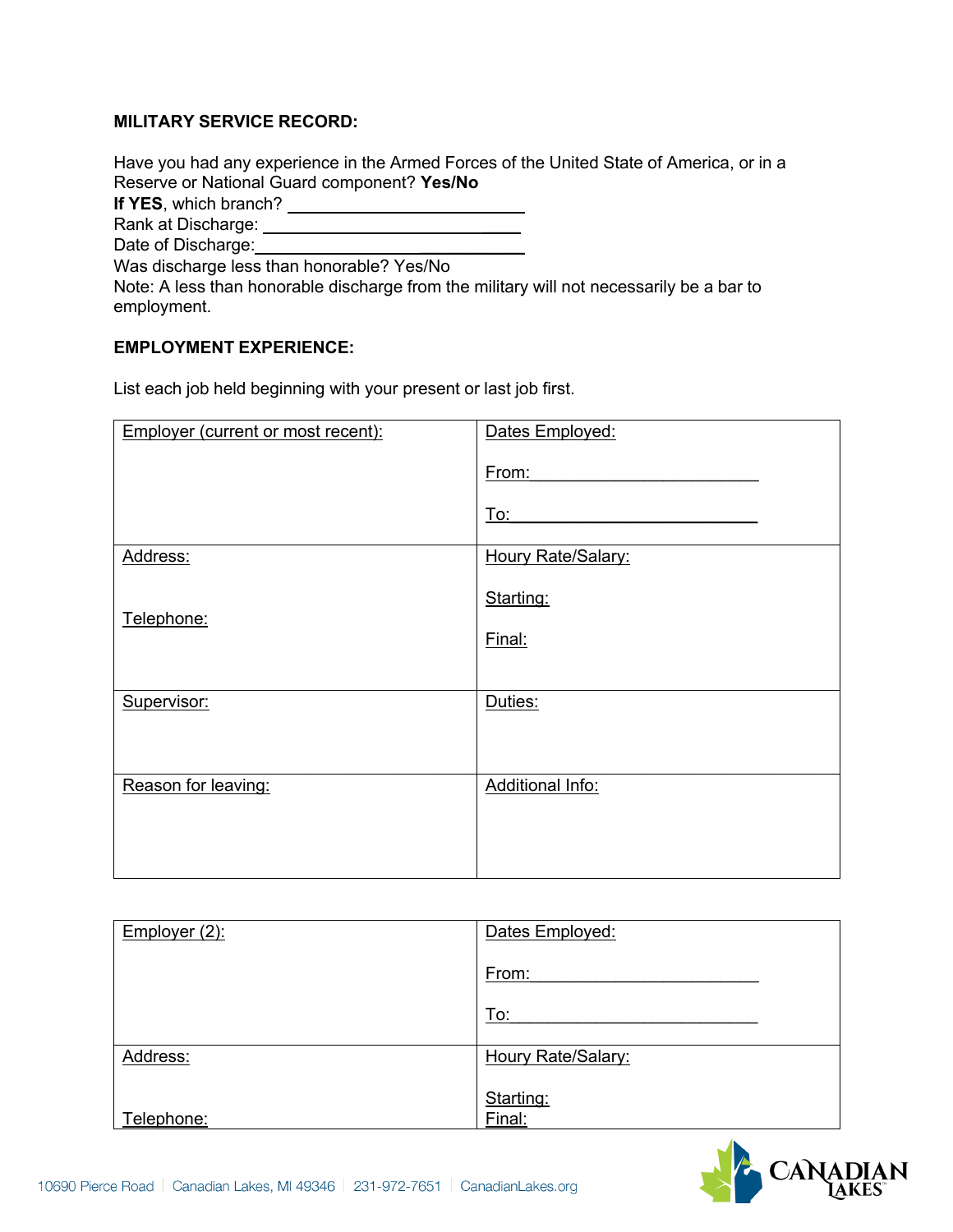**MILITARY SERVICE RECORD:**

Have you had any experience in the Armed Forces of the United State of America, or in a Reserve or National Guard component? **Yes/No**
**If YES**, which branch? ___________________________
Rank at Discharge: ___________________________
Date of Discharge:___________________________
Was discharge less than honorable? Yes/No
Note: A less than honorable discharge from the military will not necessarily be a bar to employment.

**EMPLOYMENT EXPERIENCE:**

List each job held beginning with your present or last job first.

| Employer (current or most recent): | Dates Employed:<br><br>From:________________________<br><br>To:__________________________ |
|---|---|
| Address:<br><br>Telephone: | Houry Rate/Salary:<br><br>Starting:<br><br>Final: |
| Supervisor: | Duties: |
| Reason for leaving: | Additional Info: |

| Employer (2): | Dates Employed:<br><br>From:________________________<br><br>To:__________________________ |
|---|---|
| Address:<br><br>Telephone: | Houry Rate/Salary:<br><br>Starting:<br>Final: |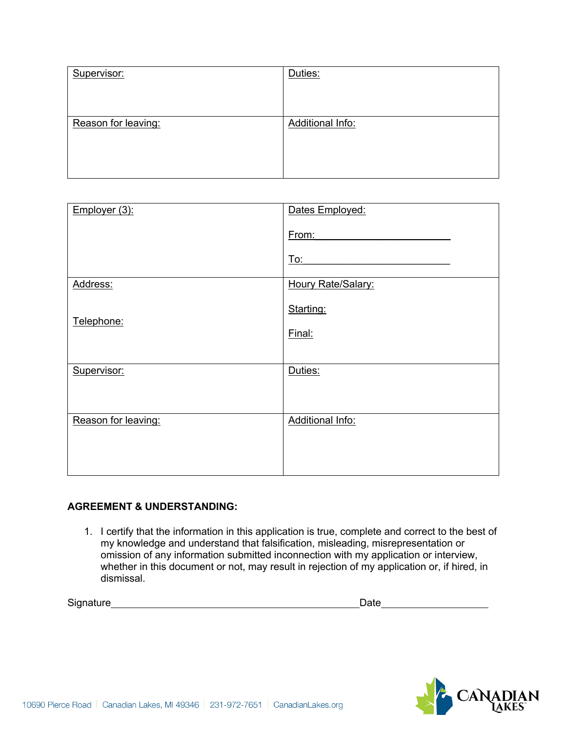| Supervisor: | Duties: |
|---|---|
| Reason for leaving: | Additional Info: |

| Employer (3): | Dates Employed:<br><br>From:\_\_\_\_\_\_\_\_\_\_\_\_\_\_\_\_\_\_\_\_\_\_\_\_<br><br>To:\_\_\_\_\_\_\_\_\_\_\_\_\_\_\_\_\_\_\_\_\_\_\_\_\_\_ |
|---|---|
| Address:<br><br>Telephone: | Houry Rate/Salary:<br><br>Starting:<br><br>Final: |
| Supervisor: | Duties: |
| Reason for leaving: | Additional Info: |

**AGREEMENT & UNDERSTANDING:**

1. I certify that the information in this application is true, complete and correct to the best of my knowledge and understand that falsification, misleading, misrepresentation or omission of any information submitted inconnection with my application or interview, whether in this document or not, may result in rejection of my application or, if hired, in dismissal.

Signature\_\_\_\_\_\_\_\_\_\_\_\_\_\_\_\_\_\_\_\_\_\_\_\_\_\_\_\_\_\_\_\_\_\_\_\_\_\_\_\_\_\_\_\_Date\_\_\_\_\_\_\_\_\_\_\_\_\_\_\_\_\_\_\_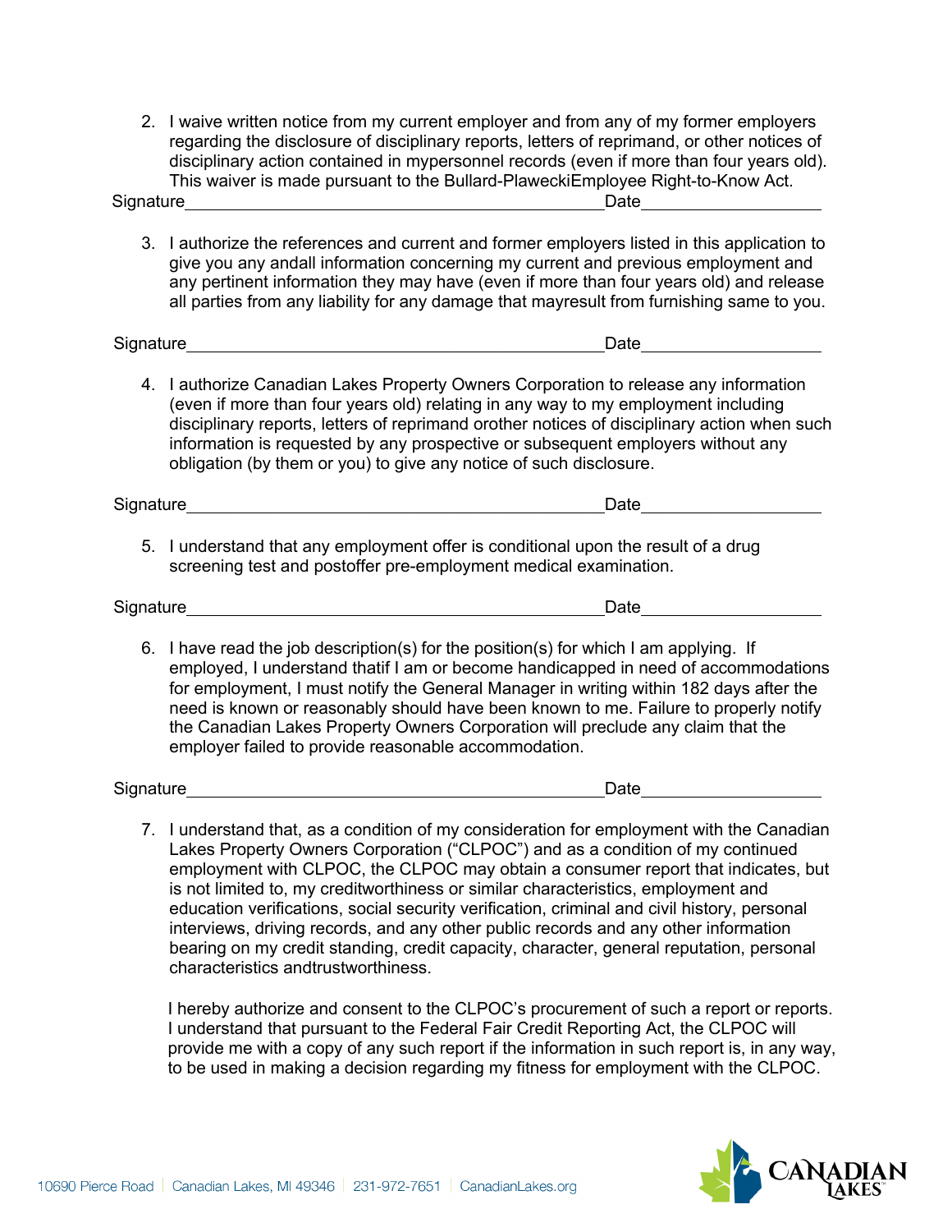2. I waive written notice from my current employer and from any of my former employers regarding the disclosure of disciplinary reports, letters of reprimand, or other notices of disciplinary action contained in mypersonnel records (even if more than four years old). This waiver is made pursuant to the Bullard-PlaweckiEmployee Right-to-Know Act.

Signature_______________________________________________ Date___________________

3. I authorize the references and current and former employers listed in this application to give you any andall information concerning my current and previous employment and any pertinent information they may have (even if more than four years old) and release all parties from any liability for any damage that mayresult from furnishing same to you.

Signature_______________________________________________ Date___________________

4. I authorize Canadian Lakes Property Owners Corporation to release any information (even if more than four years old) relating in any way to my employment including disciplinary reports, letters of reprimand orother notices of disciplinary action when such information is requested by any prospective or subsequent employers without any obligation (by them or you) to give any notice of such disclosure.

Signature_______________________________________________ Date___________________

5. I understand that any employment offer is conditional upon the result of a drug screening test and postoffer pre-employment medical examination.

Signature_______________________________________________ Date___________________

6. I have read the job description(s) for the position(s) for which I am applying. If employed, I understand thatif I am or become handicapped in need of accommodations for employment, I must notify the General Manager in writing within 182 days after the need is known or reasonably should have been known to me. Failure to properly notify the Canadian Lakes Property Owners Corporation will preclude any claim that the employer failed to provide reasonable accommodation.

Signature_______________________________________________ Date___________________

7. I understand that, as a condition of my consideration for employment with the Canadian Lakes Property Owners Corporation ("CLPOC") and as a condition of my continued employment with CLPOC, the CLPOC may obtain a consumer report that indicates, but is not limited to, my creditworthiness or similar characteristics, employment and education verifications, social security verification, criminal and civil history, personal interviews, driving records, and any other public records and any other information bearing on my credit standing, credit capacity, character, general reputation, personal characteristics andtrustworthiness.

   I hereby authorize and consent to the CLPOC's procurement of such a report or reports. I understand that pursuant to the Federal Fair Credit Reporting Act, the CLPOC will provide me with a copy of any such report if the information in such report is, in any way, to be used in making a decision regarding my fitness for employment with the CLPOC.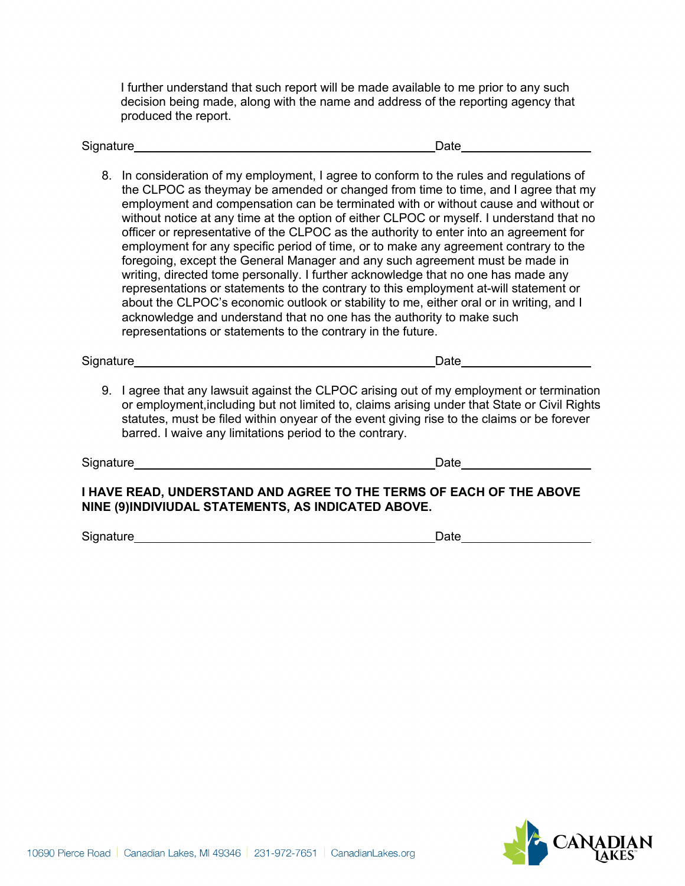I further understand that such report will be made available to me prior to any such decision being made, along with the name and address of the reporting agency that produced the report.

Signature\_\_\_\_\_\_\_\_\_\_\_\_\_\_\_\_\_\_\_\_\_\_\_\_\_\_\_\_\_\_\_\_\_\_\_\_\_\_\_\_\_\_\_\_ Date\_\_\_\_\_\_\_\_\_\_\_\_\_\_\_\_\_\_

8. In consideration of my employment, I agree to conform to the rules and regulations of the CLPOC as theymay be amended or changed from time to time, and I agree that my employment and compensation can be terminated with or without cause and without or without notice at any time at the option of either CLPOC or myself. I understand that no officer or representative of the CLPOC as the authority to enter into an agreement for employment for any specific period of time, or to make any agreement contrary to the foregoing, except the General Manager and any such agreement must be made in writing, directed tome personally. I further acknowledge that no one has made any representations or statements to the contrary to this employment at-will statement or about the CLPOC's economic outlook or stability to me, either oral or in writing, and I acknowledge and understand that no one has the authority to make such representations or statements to the contrary in the future.

Signature\_\_\_\_\_\_\_\_\_\_\_\_\_\_\_\_\_\_\_\_\_\_\_\_\_\_\_\_\_\_\_\_\_\_\_\_\_\_\_\_\_\_\_\_ Date\_\_\_\_\_\_\_\_\_\_\_\_\_\_\_\_\_\_

9. I agree that any lawsuit against the CLPOC arising out of my employment or termination or employment,including but not limited to, claims arising under that State or Civil Rights statutes, must be filed within onyear of the event giving rise to the claims or be forever barred. I waive any limitations period to the contrary.

Signature\_\_\_\_\_\_\_\_\_\_\_\_\_\_\_\_\_\_\_\_\_\_\_\_\_\_\_\_\_\_\_\_\_\_\_\_\_\_\_\_\_\_\_\_ Date\_\_\_\_\_\_\_\_\_\_\_\_\_\_\_\_\_\_

**I HAVE READ, UNDERSTAND AND AGREE TO THE TERMS OF EACH OF THE ABOVE NINE (9)INDIVIUDAL STATEMENTS, AS INDICATED ABOVE.**

Signature\_\_\_\_\_\_\_\_\_\_\_\_\_\_\_\_\_\_\_\_\_\_\_\_\_\_\_\_\_\_\_\_\_\_\_\_\_\_\_\_\_\_\_\_ Date\_\_\_\_\_\_\_\_\_\_\_\_\_\_\_\_\_\_

10690 Pierce Road | Canadian Lakes, MI 49346 | 231-972-7651 | CanadianLakes.org

CANADIAN LAKES